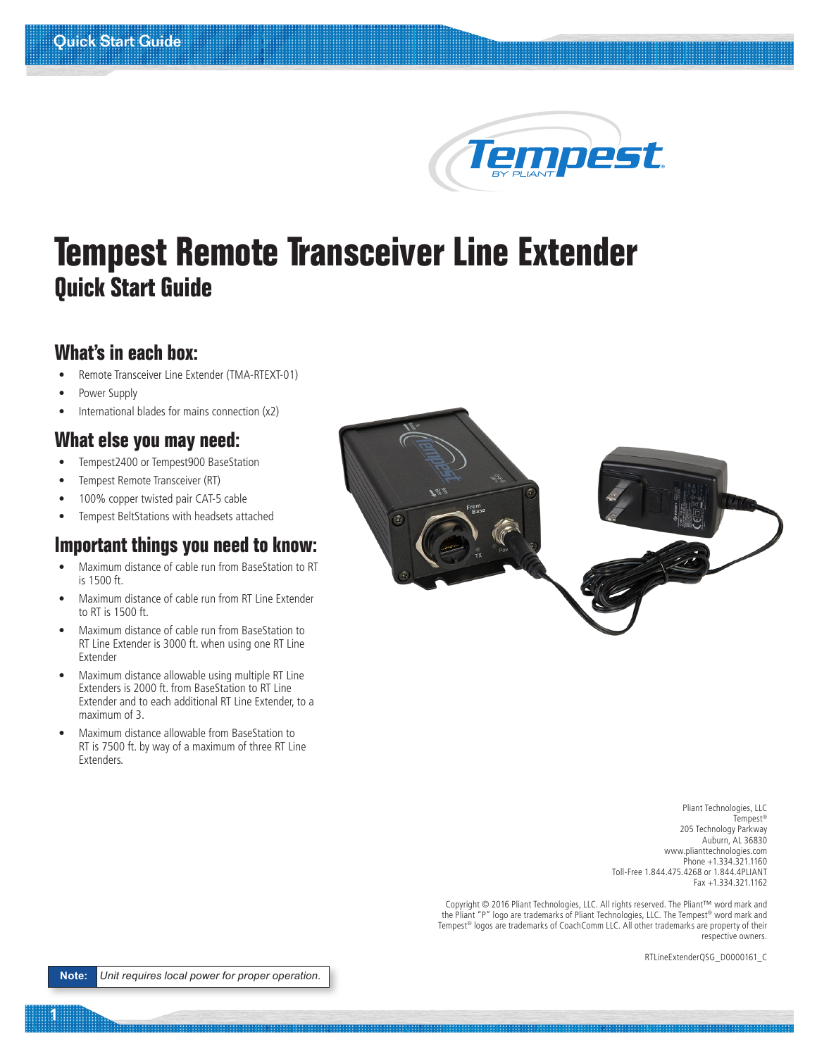# Tempest Remote Transceiver Line Extender

## Quick Start Guide

### What's in each box:

- Remote Transceiver Line Extender (TMA-RTEXT-01)
- Power Supply
- International blades for mains connection (x2)

### What else you may need:

- Tempest2400 or Tempest900 BaseStation
- Tempest Remote Transceiver (RT)
- 100% copper twisted pair CAT-5 cable
- Tempest BeltStations with headsets attached

### Important things you need to know:

- Maximum distance of cable run from BaseStation to RT is 1500 ft.
- Maximum distance of cable run from RT Line Extender to RT is 1500 ft.
- Maximum distance of cable run from BaseStation to RT Line Extender is 3000 ft. when using one RT Line Extender
- Maximum distance allowable using multiple RT Line Extenders is 2000 ft. from BaseStation to RT Line Extender and to each additional RT Line Extender, to a maximum of 3.
- Maximum distance allowable from BaseStation to RT is 7500 ft. by way of a maximum of three RT Line Extenders.

Pliant Technologies, LLC
Tempest®
205 Technology Parkway
Auburn, AL 36830
www.plianttechnologies.com
Phone +1.334.321.1160
Toll-Free 1.844.475.4268 or 1.844.4PLIANT
Fax +1.334.321.1162

Copyright © 2016 Pliant Technologies, LLC. All rights reserved. The Pliant™ word mark and the Pliant "P" logo are trademarks of Pliant Technologies, LLC. The Tempest® word mark and Tempest® logos are trademarks of CoachComm LLC. All other trademarks are property of their respective owners.

RTLineExtenderQSG_D0000161_C

| **Note:** | *Unit requires local power for proper operation.* |
|---|---|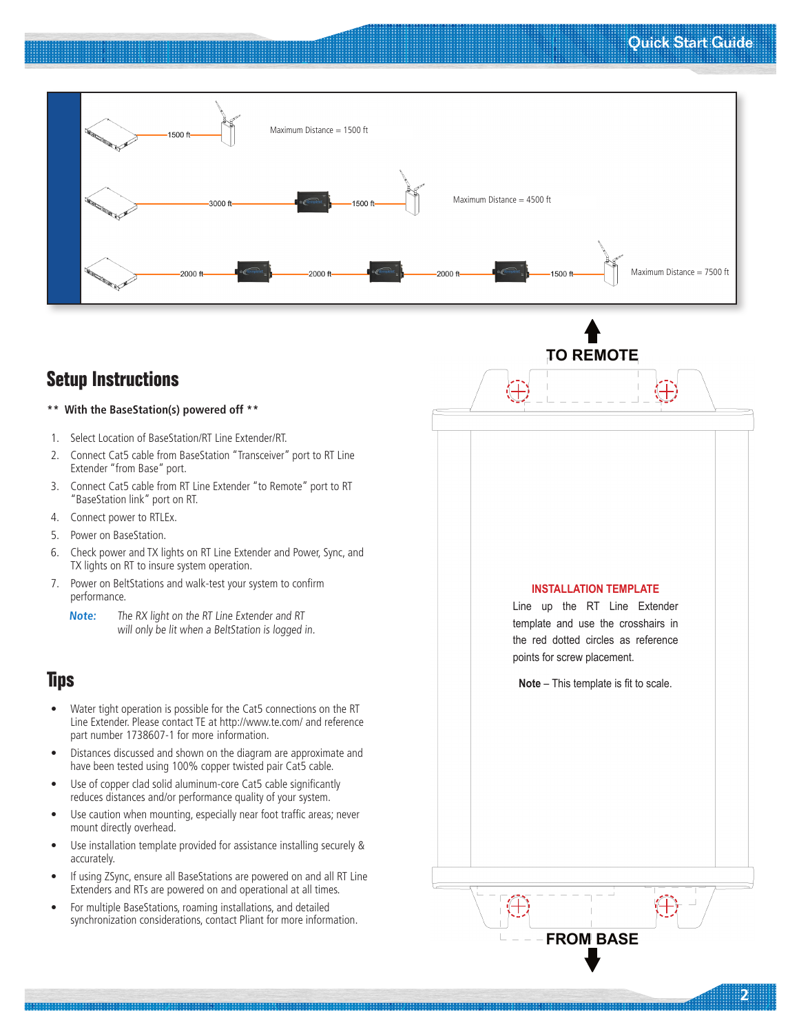1500 ft

Maximum Distance = 1500 ft

3000 ft

1500 ft

Maximum Distance = 4500 ft

2000 ft

2000 ft

2000 ft

1500 ft

Maximum Distance = 7500 ft

## Setup Instructions

**\*\* With the BaseStation(s) powered off \*\***

1. Select Location of BaseStation/RT Line Extender/RT.
2. Connect Cat5 cable from BaseStation "Transceiver" port to RT Line Extender "from Base" port.
3. Connect Cat5 cable from RT Line Extender "to Remote" port to RT "BaseStation link" port on RT.
4. Connect power to RTLEx.
5. Power on BaseStation.
6. Check power and TX lights on RT Line Extender and Power, Sync, and TX lights on RT to insure system operation.
7. Power on BeltStations and walk-test your system to confirm performance.

   ***Note:*** *The RX light on the RT Line Extender and RT will only be lit when a BeltStation is logged in.*

## Tips

- Water tight operation is possible for the Cat5 connections on the RT Line Extender. Please contact TE at http://www.te.com/ and reference part number 1738607-1 for more information.
- Distances discussed and shown on the diagram are approximate and have been tested using 100% copper twisted pair Cat5 cable.
- Use of copper clad solid aluminum-core Cat5 cable significantly reduces distances and/or performance quality of your system.
- Use caution when mounting, especially near foot traffic areas; never mount directly overhead.
- Use installation template provided for assistance installing securely & accurately.
- If using ZSync, ensure all BaseStations are powered on and all RT Line Extenders and RTs are powered on and operational at all times.
- For multiple BaseStations, roaming installations, and detailed synchronization considerations, contact Pliant for more information.

**TO REMOTE**

**INSTALLATION TEMPLATE**

Line up the RT Line Extender template and use the crosshairs in the red dotted circles as reference points for screw placement.

**Note** – This template is fit to scale.

**FROM BASE**